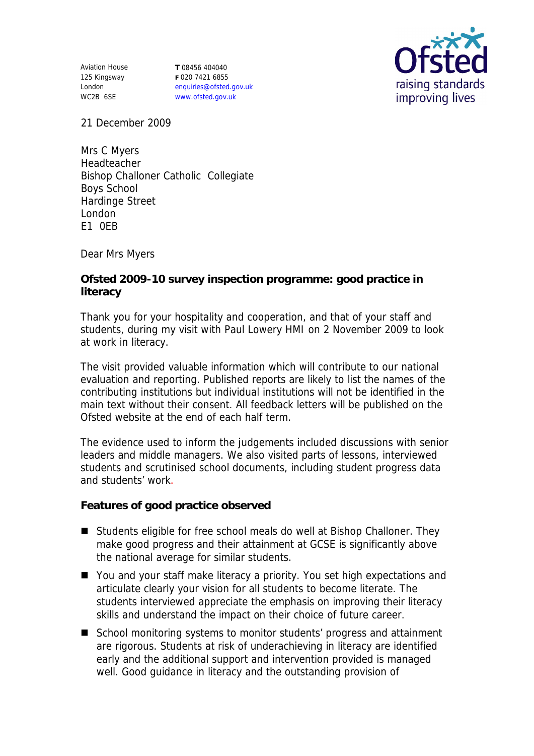Aviation House
125 Kingsway
London
WC2B 6SE

**T** 08456 404040
**F** 020 7421 6855
enquiries@ofsted.gov.uk
www.ofsted.gov.uk

21 December 2009

Mrs C Myers
Headteacher
Bishop Challoner Catholic Collegiate Boys School
Hardinge Street
London
E1 0EB

Dear Mrs Myers

**Ofsted 2009-10 survey inspection programme: good practice in literacy**

Thank you for your hospitality and cooperation, and that of your staff and students, during my visit with Paul Lowery HMI on 2 November 2009 to look at work in literacy.

The visit provided valuable information which will contribute to our national evaluation and reporting. Published reports are likely to list the names of the contributing institutions but individual institutions will not be identified in the main text without their consent. All feedback letters will be published on the Ofsted website at the end of each half term.

The evidence used to inform the judgements included discussions with senior leaders and middle managers. We also visited parts of lessons, interviewed students and scrutinised school documents, including student progress data and students' work.

**Features of good practice observed**

- Students eligible for free school meals do well at Bishop Challoner. They make good progress and their attainment at GCSE is significantly above the national average for similar students.
- You and your staff make literacy a priority. You set high expectations and articulate clearly your vision for all students to become literate. The students interviewed appreciate the emphasis on improving their literacy skills and understand the impact on their choice of future career.
- School monitoring systems to monitor students' progress and attainment are rigorous. Students at risk of underachieving in literacy are identified early and the additional support and intervention provided is managed well. Good guidance in literacy and the outstanding provision of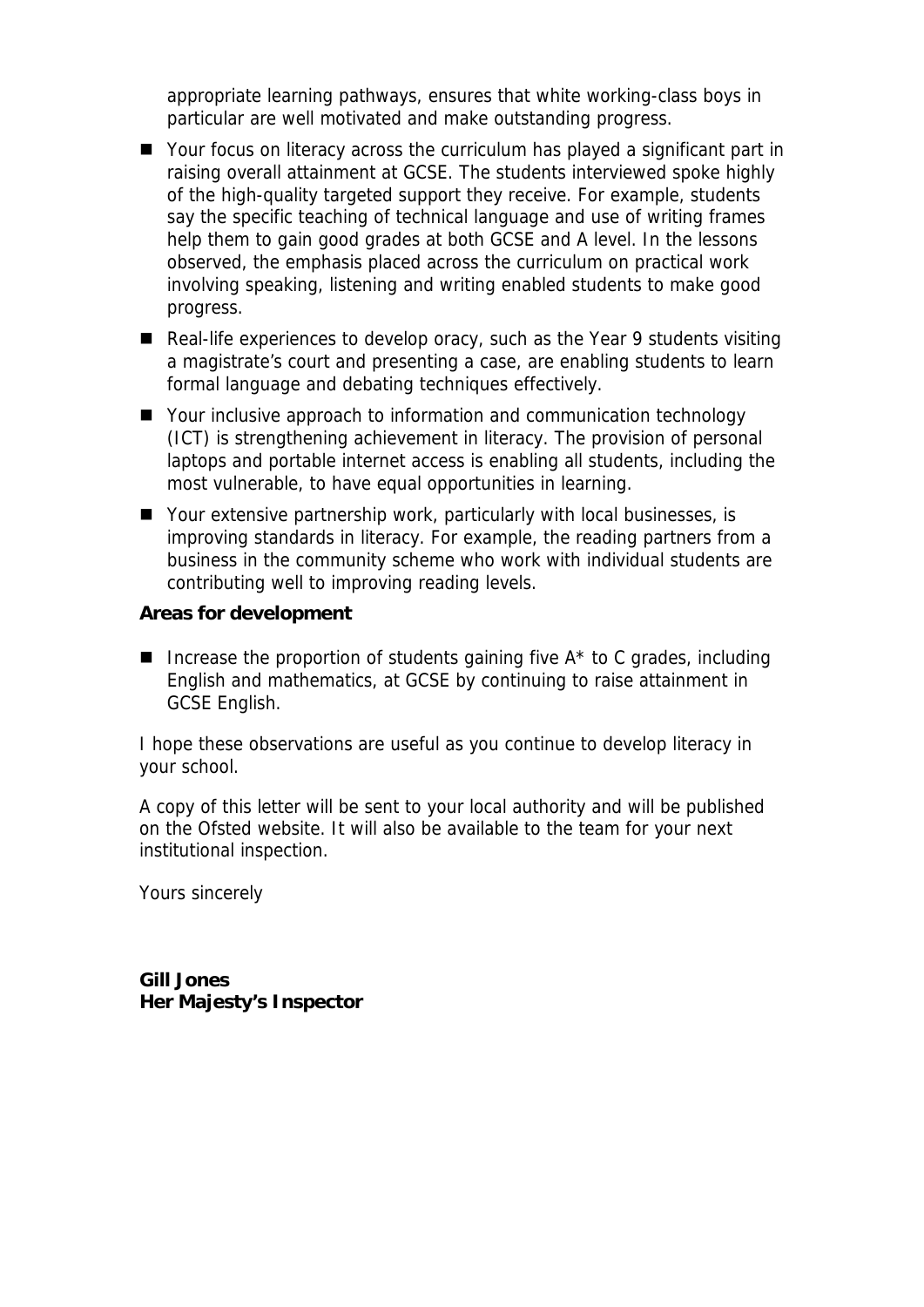appropriate learning pathways, ensures that white working-class boys in particular are well motivated and make outstanding progress.

- Your focus on literacy across the curriculum has played a significant part in raising overall attainment at GCSE. The students interviewed spoke highly of the high-quality targeted support they receive. For example, students say the specific teaching of technical language and use of writing frames help them to gain good grades at both GCSE and A level. In the lessons observed, the emphasis placed across the curriculum on practical work involving speaking, listening and writing enabled students to make good progress.
- Real-life experiences to develop oracy, such as the Year 9 students visiting a magistrate's court and presenting a case, are enabling students to learn formal language and debating techniques effectively.
- Your inclusive approach to information and communication technology (ICT) is strengthening achievement in literacy. The provision of personal laptops and portable internet access is enabling all students, including the most vulnerable, to have equal opportunities in learning.
- Your extensive partnership work, particularly with local businesses, is improving standards in literacy. For example, the reading partners from a business in the community scheme who work with individual students are contributing well to improving reading levels.

**Areas for development**

- Increase the proportion of students gaining five A* to C grades, including English and mathematics, at GCSE by continuing to raise attainment in GCSE English.

I hope these observations are useful as you continue to develop literacy in your school.

A copy of this letter will be sent to your local authority and will be published on the Ofsted website. It will also be available to the team for your next institutional inspection.

Yours sincerely

**Gill Jones**
**Her Majesty's Inspector**